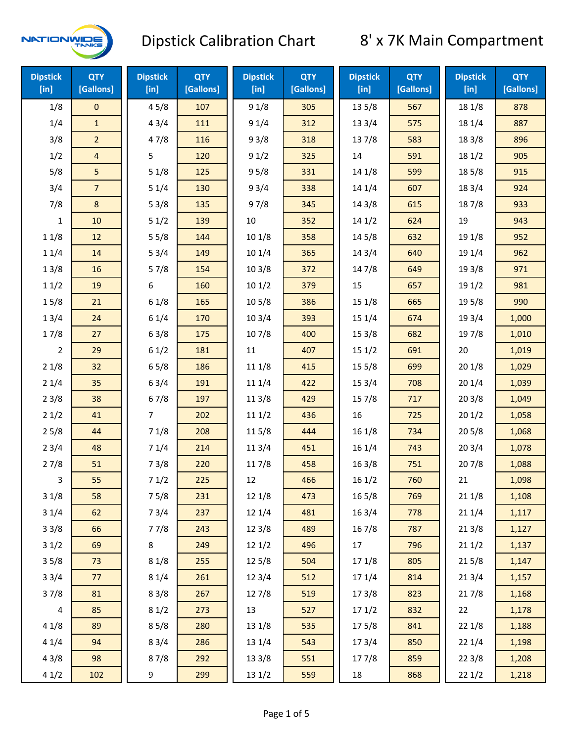# Dipstick Calibration Chart

## 8' x 7K Main Compartment

| Dipstick [in] | QTY [Gallons] | Dipstick [in] | QTY [Gallons] | Dipstick [in] | QTY [Gallons] | Dipstick [in] | QTY [Gallons] | Dipstick [in] | QTY [Gallons] |
|---|---|---|---|---|---|---|---|---|---|
| 1/8 | 0 | 4 5/8 | 107 | 9 1/8 | 305 | 13 5/8 | 567 | 18 1/8 | 878 |
| 1/4 | 1 | 4 3/4 | 111 | 9 1/4 | 312 | 13 3/4 | 575 | 18 1/4 | 887 |
| 3/8 | 2 | 4 7/8 | 116 | 9 3/8 | 318 | 13 7/8 | 583 | 18 3/8 | 896 |
| 1/2 | 4 | 5 | 120 | 9 1/2 | 325 | 14 | 591 | 18 1/2 | 905 |
| 5/8 | 5 | 5 1/8 | 125 | 9 5/8 | 331 | 14 1/8 | 599 | 18 5/8 | 915 |
| 3/4 | 7 | 5 1/4 | 130 | 9 3/4 | 338 | 14 1/4 | 607 | 18 3/4 | 924 |
| 7/8 | 8 | 5 3/8 | 135 | 9 7/8 | 345 | 14 3/8 | 615 | 18 7/8 | 933 |
| 1 | 10 | 5 1/2 | 139 | 10 | 352 | 14 1/2 | 624 | 19 | 943 |
| 1 1/8 | 12 | 5 5/8 | 144 | 10 1/8 | 358 | 14 5/8 | 632 | 19 1/8 | 952 |
| 1 1/4 | 14 | 5 3/4 | 149 | 10 1/4 | 365 | 14 3/4 | 640 | 19 1/4 | 962 |
| 1 3/8 | 16 | 5 7/8 | 154 | 10 3/8 | 372 | 14 7/8 | 649 | 19 3/8 | 971 |
| 1 1/2 | 19 | 6 | 160 | 10 1/2 | 379 | 15 | 657 | 19 1/2 | 981 |
| 1 5/8 | 21 | 6 1/8 | 165 | 10 5/8 | 386 | 15 1/8 | 665 | 19 5/8 | 990 |
| 1 3/4 | 24 | 6 1/4 | 170 | 10 3/4 | 393 | 15 1/4 | 674 | 19 3/4 | 1,000 |
| 1 7/8 | 27 | 6 3/8 | 175 | 10 7/8 | 400 | 15 3/8 | 682 | 19 7/8 | 1,010 |
| 2 | 29 | 6 1/2 | 181 | 11 | 407 | 15 1/2 | 691 | 20 | 1,019 |
| 2 1/8 | 32 | 6 5/8 | 186 | 11 1/8 | 415 | 15 5/8 | 699 | 20 1/8 | 1,029 |
| 2 1/4 | 35 | 6 3/4 | 191 | 11 1/4 | 422 | 15 3/4 | 708 | 20 1/4 | 1,039 |
| 2 3/8 | 38 | 6 7/8 | 197 | 11 3/8 | 429 | 15 7/8 | 717 | 20 3/8 | 1,049 |
| 2 1/2 | 41 | 7 | 202 | 11 1/2 | 436 | 16 | 725 | 20 1/2 | 1,058 |
| 2 5/8 | 44 | 7 1/8 | 208 | 11 5/8 | 444 | 16 1/8 | 734 | 20 5/8 | 1,068 |
| 2 3/4 | 48 | 7 1/4 | 214 | 11 3/4 | 451 | 16 1/4 | 743 | 20 3/4 | 1,078 |
| 2 7/8 | 51 | 7 3/8 | 220 | 11 7/8 | 458 | 16 3/8 | 751 | 20 7/8 | 1,088 |
| 3 | 55 | 7 1/2 | 225 | 12 | 466 | 16 1/2 | 760 | 21 | 1,098 |
| 3 1/8 | 58 | 7 5/8 | 231 | 12 1/8 | 473 | 16 5/8 | 769 | 21 1/8 | 1,108 |
| 3 1/4 | 62 | 7 3/4 | 237 | 12 1/4 | 481 | 16 3/4 | 778 | 21 1/4 | 1,117 |
| 3 3/8 | 66 | 7 7/8 | 243 | 12 3/8 | 489 | 16 7/8 | 787 | 21 3/8 | 1,127 |
| 3 1/2 | 69 | 8 | 249 | 12 1/2 | 496 | 17 | 796 | 21 1/2 | 1,137 |
| 3 5/8 | 73 | 8 1/8 | 255 | 12 5/8 | 504 | 17 1/8 | 805 | 21 5/8 | 1,147 |
| 3 3/4 | 77 | 8 1/4 | 261 | 12 3/4 | 512 | 17 1/4 | 814 | 21 3/4 | 1,157 |
| 3 7/8 | 81 | 8 3/8 | 267 | 12 7/8 | 519 | 17 3/8 | 823 | 21 7/8 | 1,168 |
| 4 | 85 | 8 1/2 | 273 | 13 | 527 | 17 1/2 | 832 | 22 | 1,178 |
| 4 1/8 | 89 | 8 5/8 | 280 | 13 1/8 | 535 | 17 5/8 | 841 | 22 1/8 | 1,188 |
| 4 1/4 | 94 | 8 3/4 | 286 | 13 1/4 | 543 | 17 3/4 | 850 | 22 1/4 | 1,198 |
| 4 3/8 | 98 | 8 7/8 | 292 | 13 3/8 | 551 | 17 7/8 | 859 | 22 3/8 | 1,208 |
| 4 1/2 | 102 | 9 | 299 | 13 1/2 | 559 | 18 | 868 | 22 1/2 | 1,218 |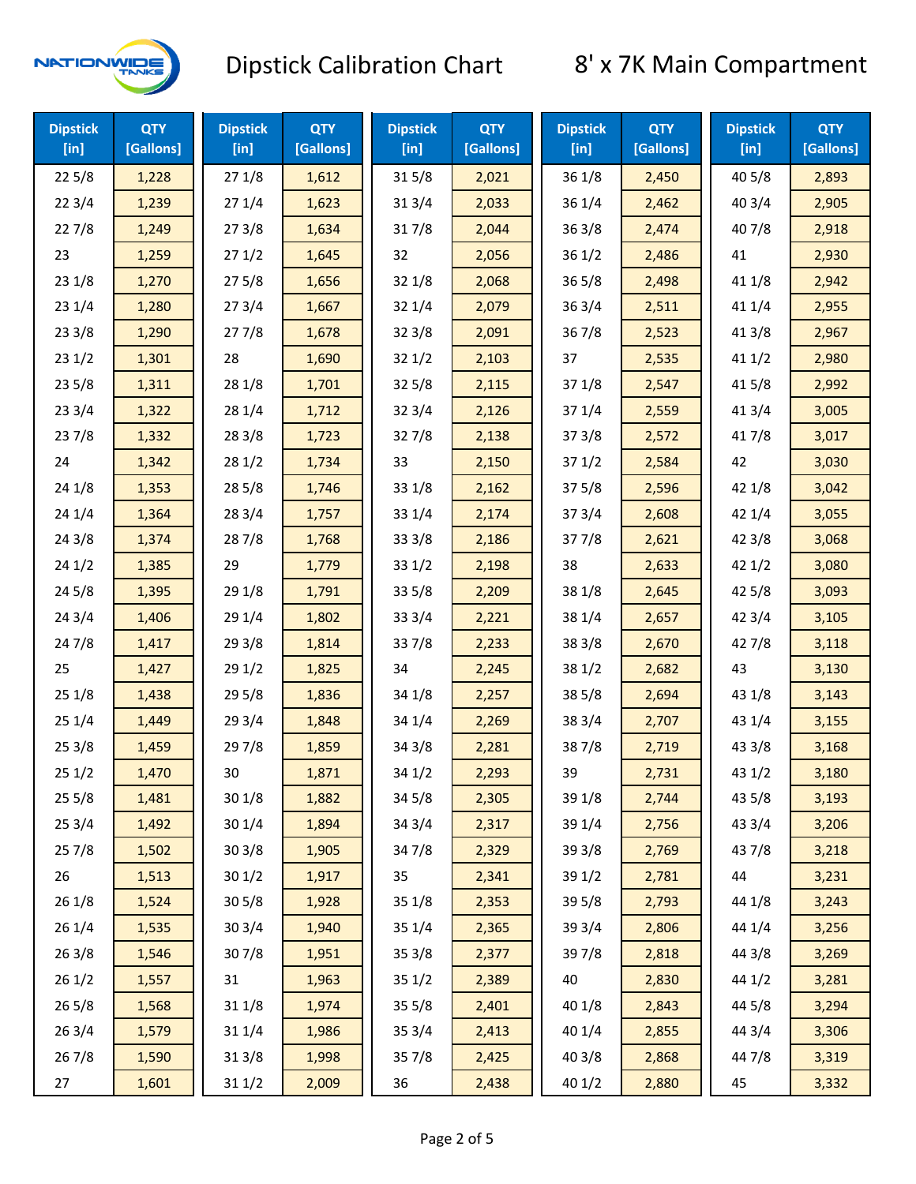# Dipstick Calibration Chart

## 8' x 7K Main Compartment

| Dipstick [in] | QTY [Gallons] | Dipstick [in] | QTY [Gallons] | Dipstick [in] | QTY [Gallons] | Dipstick [in] | QTY [Gallons] | Dipstick [in] | QTY [Gallons] |
|---|---|---|---|---|---|---|---|---|---|
| 22 5/8 | 1,228 | 27 1/8 | 1,612 | 31 5/8 | 2,021 | 36 1/8 | 2,450 | 40 5/8 | 2,893 |
| 22 3/4 | 1,239 | 27 1/4 | 1,623 | 31 3/4 | 2,033 | 36 1/4 | 2,462 | 40 3/4 | 2,905 |
| 22 7/8 | 1,249 | 27 3/8 | 1,634 | 31 7/8 | 2,044 | 36 3/8 | 2,474 | 40 7/8 | 2,918 |
| 23 | 1,259 | 27 1/2 | 1,645 | 32 | 2,056 | 36 1/2 | 2,486 | 41 | 2,930 |
| 23 1/8 | 1,270 | 27 5/8 | 1,656 | 32 1/8 | 2,068 | 36 5/8 | 2,498 | 41 1/8 | 2,942 |
| 23 1/4 | 1,280 | 27 3/4 | 1,667 | 32 1/4 | 2,079 | 36 3/4 | 2,511 | 41 1/4 | 2,955 |
| 23 3/8 | 1,290 | 27 7/8 | 1,678 | 32 3/8 | 2,091 | 36 7/8 | 2,523 | 41 3/8 | 2,967 |
| 23 1/2 | 1,301 | 28 | 1,690 | 32 1/2 | 2,103 | 37 | 2,535 | 41 1/2 | 2,980 |
| 23 5/8 | 1,311 | 28 1/8 | 1,701 | 32 5/8 | 2,115 | 37 1/8 | 2,547 | 41 5/8 | 2,992 |
| 23 3/4 | 1,322 | 28 1/4 | 1,712 | 32 3/4 | 2,126 | 37 1/4 | 2,559 | 41 3/4 | 3,005 |
| 23 7/8 | 1,332 | 28 3/8 | 1,723 | 32 7/8 | 2,138 | 37 3/8 | 2,572 | 41 7/8 | 3,017 |
| 24 | 1,342 | 28 1/2 | 1,734 | 33 | 2,150 | 37 1/2 | 2,584 | 42 | 3,030 |
| 24 1/8 | 1,353 | 28 5/8 | 1,746 | 33 1/8 | 2,162 | 37 5/8 | 2,596 | 42 1/8 | 3,042 |
| 24 1/4 | 1,364 | 28 3/4 | 1,757 | 33 1/4 | 2,174 | 37 3/4 | 2,608 | 42 1/4 | 3,055 |
| 24 3/8 | 1,374 | 28 7/8 | 1,768 | 33 3/8 | 2,186 | 37 7/8 | 2,621 | 42 3/8 | 3,068 |
| 24 1/2 | 1,385 | 29 | 1,779 | 33 1/2 | 2,198 | 38 | 2,633 | 42 1/2 | 3,080 |
| 24 5/8 | 1,395 | 29 1/8 | 1,791 | 33 5/8 | 2,209 | 38 1/8 | 2,645 | 42 5/8 | 3,093 |
| 24 3/4 | 1,406 | 29 1/4 | 1,802 | 33 3/4 | 2,221 | 38 1/4 | 2,657 | 42 3/4 | 3,105 |
| 24 7/8 | 1,417 | 29 3/8 | 1,814 | 33 7/8 | 2,233 | 38 3/8 | 2,670 | 42 7/8 | 3,118 |
| 25 | 1,427 | 29 1/2 | 1,825 | 34 | 2,245 | 38 1/2 | 2,682 | 43 | 3,130 |
| 25 1/8 | 1,438 | 29 5/8 | 1,836 | 34 1/8 | 2,257 | 38 5/8 | 2,694 | 43 1/8 | 3,143 |
| 25 1/4 | 1,449 | 29 3/4 | 1,848 | 34 1/4 | 2,269 | 38 3/4 | 2,707 | 43 1/4 | 3,155 |
| 25 3/8 | 1,459 | 29 7/8 | 1,859 | 34 3/8 | 2,281 | 38 7/8 | 2,719 | 43 3/8 | 3,168 |
| 25 1/2 | 1,470 | 30 | 1,871 | 34 1/2 | 2,293 | 39 | 2,731 | 43 1/2 | 3,180 |
| 25 5/8 | 1,481 | 30 1/8 | 1,882 | 34 5/8 | 2,305 | 39 1/8 | 2,744 | 43 5/8 | 3,193 |
| 25 3/4 | 1,492 | 30 1/4 | 1,894 | 34 3/4 | 2,317 | 39 1/4 | 2,756 | 43 3/4 | 3,206 |
| 25 7/8 | 1,502 | 30 3/8 | 1,905 | 34 7/8 | 2,329 | 39 3/8 | 2,769 | 43 7/8 | 3,218 |
| 26 | 1,513 | 30 1/2 | 1,917 | 35 | 2,341 | 39 1/2 | 2,781 | 44 | 3,231 |
| 26 1/8 | 1,524 | 30 5/8 | 1,928 | 35 1/8 | 2,353 | 39 5/8 | 2,793 | 44 1/8 | 3,243 |
| 26 1/4 | 1,535 | 30 3/4 | 1,940 | 35 1/4 | 2,365 | 39 3/4 | 2,806 | 44 1/4 | 3,256 |
| 26 3/8 | 1,546 | 30 7/8 | 1,951 | 35 3/8 | 2,377 | 39 7/8 | 2,818 | 44 3/8 | 3,269 |
| 26 1/2 | 1,557 | 31 | 1,963 | 35 1/2 | 2,389 | 40 | 2,830 | 44 1/2 | 3,281 |
| 26 5/8 | 1,568 | 31 1/8 | 1,974 | 35 5/8 | 2,401 | 40 1/8 | 2,843 | 44 5/8 | 3,294 |
| 26 3/4 | 1,579 | 31 1/4 | 1,986 | 35 3/4 | 2,413 | 40 1/4 | 2,855 | 44 3/4 | 3,306 |
| 26 7/8 | 1,590 | 31 3/8 | 1,998 | 35 7/8 | 2,425 | 40 3/8 | 2,868 | 44 7/8 | 3,319 |
| 27 | 1,601 | 31 1/2 | 2,009 | 36 | 2,438 | 40 1/2 | 2,880 | 45 | 3,332 |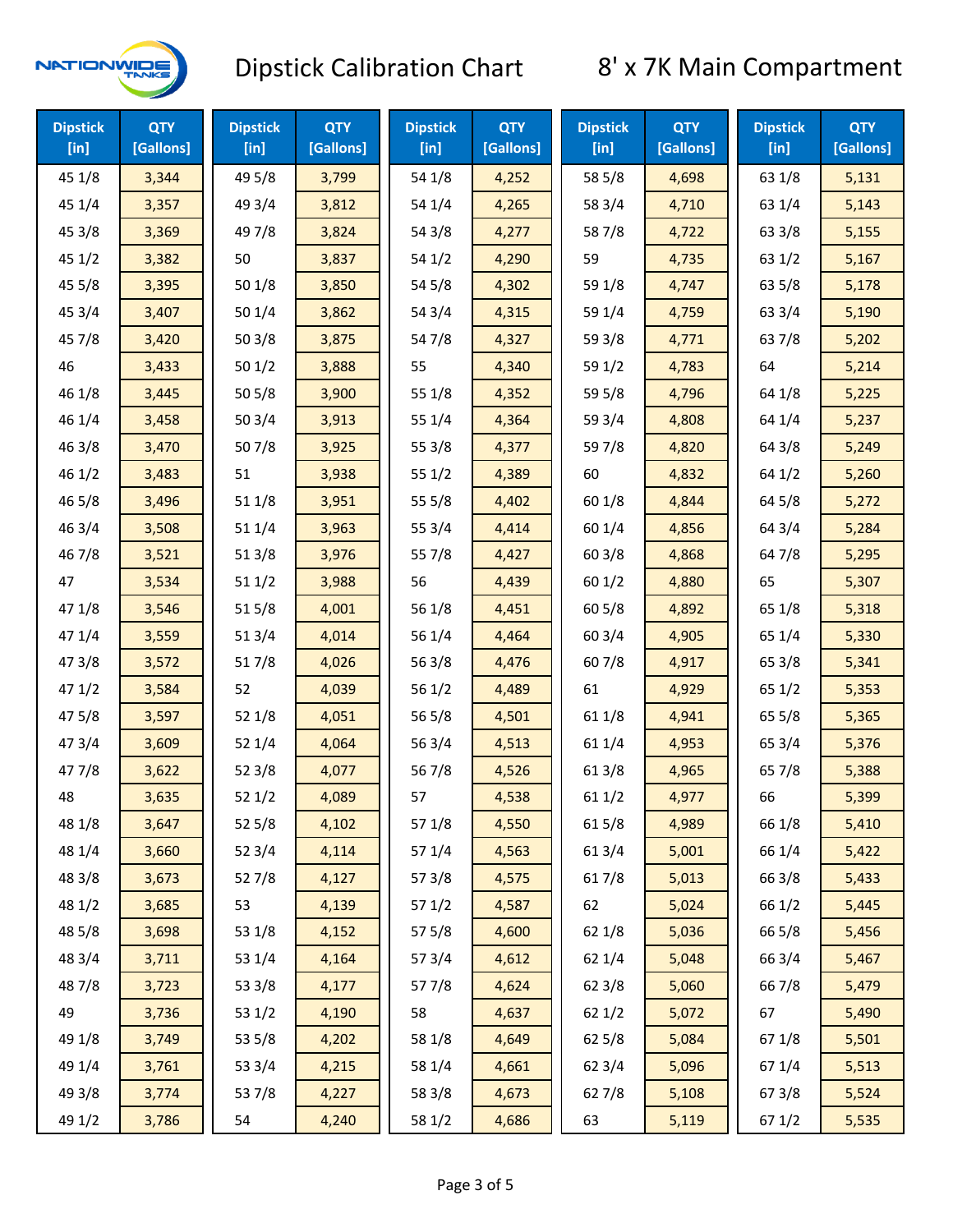# Dipstick Calibration Chart

## 8' x 7K Main Compartment

| Dipstick [in] | QTY [Gallons] | Dipstick [in] | QTY [Gallons] | Dipstick [in] | QTY [Gallons] | Dipstick [in] | QTY [Gallons] | Dipstick [in] | QTY [Gallons] |
|---|---|---|---|---|---|---|---|---|---|
| 45 1/8 | 3,344 | 49 5/8 | 3,799 | 54 1/8 | 4,252 | 58 5/8 | 4,698 | 63 1/8 | 5,131 |
| 45 1/4 | 3,357 | 49 3/4 | 3,812 | 54 1/4 | 4,265 | 58 3/4 | 4,710 | 63 1/4 | 5,143 |
| 45 3/8 | 3,369 | 49 7/8 | 3,824 | 54 3/8 | 4,277 | 58 7/8 | 4,722 | 63 3/8 | 5,155 |
| 45 1/2 | 3,382 | 50 | 3,837 | 54 1/2 | 4,290 | 59 | 4,735 | 63 1/2 | 5,167 |
| 45 5/8 | 3,395 | 50 1/8 | 3,850 | 54 5/8 | 4,302 | 59 1/8 | 4,747 | 63 5/8 | 5,178 |
| 45 3/4 | 3,407 | 50 1/4 | 3,862 | 54 3/4 | 4,315 | 59 1/4 | 4,759 | 63 3/4 | 5,190 |
| 45 7/8 | 3,420 | 50 3/8 | 3,875 | 54 7/8 | 4,327 | 59 3/8 | 4,771 | 63 7/8 | 5,202 |
| 46 | 3,433 | 50 1/2 | 3,888 | 55 | 4,340 | 59 1/2 | 4,783 | 64 | 5,214 |
| 46 1/8 | 3,445 | 50 5/8 | 3,900 | 55 1/8 | 4,352 | 59 5/8 | 4,796 | 64 1/8 | 5,225 |
| 46 1/4 | 3,458 | 50 3/4 | 3,913 | 55 1/4 | 4,364 | 59 3/4 | 4,808 | 64 1/4 | 5,237 |
| 46 3/8 | 3,470 | 50 7/8 | 3,925 | 55 3/8 | 4,377 | 59 7/8 | 4,820 | 64 3/8 | 5,249 |
| 46 1/2 | 3,483 | 51 | 3,938 | 55 1/2 | 4,389 | 60 | 4,832 | 64 1/2 | 5,260 |
| 46 5/8 | 3,496 | 51 1/8 | 3,951 | 55 5/8 | 4,402 | 60 1/8 | 4,844 | 64 5/8 | 5,272 |
| 46 3/4 | 3,508 | 51 1/4 | 3,963 | 55 3/4 | 4,414 | 60 1/4 | 4,856 | 64 3/4 | 5,284 |
| 46 7/8 | 3,521 | 51 3/8 | 3,976 | 55 7/8 | 4,427 | 60 3/8 | 4,868 | 64 7/8 | 5,295 |
| 47 | 3,534 | 51 1/2 | 3,988 | 56 | 4,439 | 60 1/2 | 4,880 | 65 | 5,307 |
| 47 1/8 | 3,546 | 51 5/8 | 4,001 | 56 1/8 | 4,451 | 60 5/8 | 4,892 | 65 1/8 | 5,318 |
| 47 1/4 | 3,559 | 51 3/4 | 4,014 | 56 1/4 | 4,464 | 60 3/4 | 4,905 | 65 1/4 | 5,330 |
| 47 3/8 | 3,572 | 51 7/8 | 4,026 | 56 3/8 | 4,476 | 60 7/8 | 4,917 | 65 3/8 | 5,341 |
| 47 1/2 | 3,584 | 52 | 4,039 | 56 1/2 | 4,489 | 61 | 4,929 | 65 1/2 | 5,353 |
| 47 5/8 | 3,597 | 52 1/8 | 4,051 | 56 5/8 | 4,501 | 61 1/8 | 4,941 | 65 5/8 | 5,365 |
| 47 3/4 | 3,609 | 52 1/4 | 4,064 | 56 3/4 | 4,513 | 61 1/4 | 4,953 | 65 3/4 | 5,376 |
| 47 7/8 | 3,622 | 52 3/8 | 4,077 | 56 7/8 | 4,526 | 61 3/8 | 4,965 | 65 7/8 | 5,388 |
| 48 | 3,635 | 52 1/2 | 4,089 | 57 | 4,538 | 61 1/2 | 4,977 | 66 | 5,399 |
| 48 1/8 | 3,647 | 52 5/8 | 4,102 | 57 1/8 | 4,550 | 61 5/8 | 4,989 | 66 1/8 | 5,410 |
| 48 1/4 | 3,660 | 52 3/4 | 4,114 | 57 1/4 | 4,563 | 61 3/4 | 5,001 | 66 1/4 | 5,422 |
| 48 3/8 | 3,673 | 52 7/8 | 4,127 | 57 3/8 | 4,575 | 61 7/8 | 5,013 | 66 3/8 | 5,433 |
| 48 1/2 | 3,685 | 53 | 4,139 | 57 1/2 | 4,587 | 62 | 5,024 | 66 1/2 | 5,445 |
| 48 5/8 | 3,698 | 53 1/8 | 4,152 | 57 5/8 | 4,600 | 62 1/8 | 5,036 | 66 5/8 | 5,456 |
| 48 3/4 | 3,711 | 53 1/4 | 4,164 | 57 3/4 | 4,612 | 62 1/4 | 5,048 | 66 3/4 | 5,467 |
| 48 7/8 | 3,723 | 53 3/8 | 4,177 | 57 7/8 | 4,624 | 62 3/8 | 5,060 | 66 7/8 | 5,479 |
| 49 | 3,736 | 53 1/2 | 4,190 | 58 | 4,637 | 62 1/2 | 5,072 | 67 | 5,490 |
| 49 1/8 | 3,749 | 53 5/8 | 4,202 | 58 1/8 | 4,649 | 62 5/8 | 5,084 | 67 1/8 | 5,501 |
| 49 1/4 | 3,761 | 53 3/4 | 4,215 | 58 1/4 | 4,661 | 62 3/4 | 5,096 | 67 1/4 | 5,513 |
| 49 3/8 | 3,774 | 53 7/8 | 4,227 | 58 3/8 | 4,673 | 62 7/8 | 5,108 | 67 3/8 | 5,524 |
| 49 1/2 | 3,786 | 54 | 4,240 | 58 1/2 | 4,686 | 63 | 5,119 | 67 1/2 | 5,535 |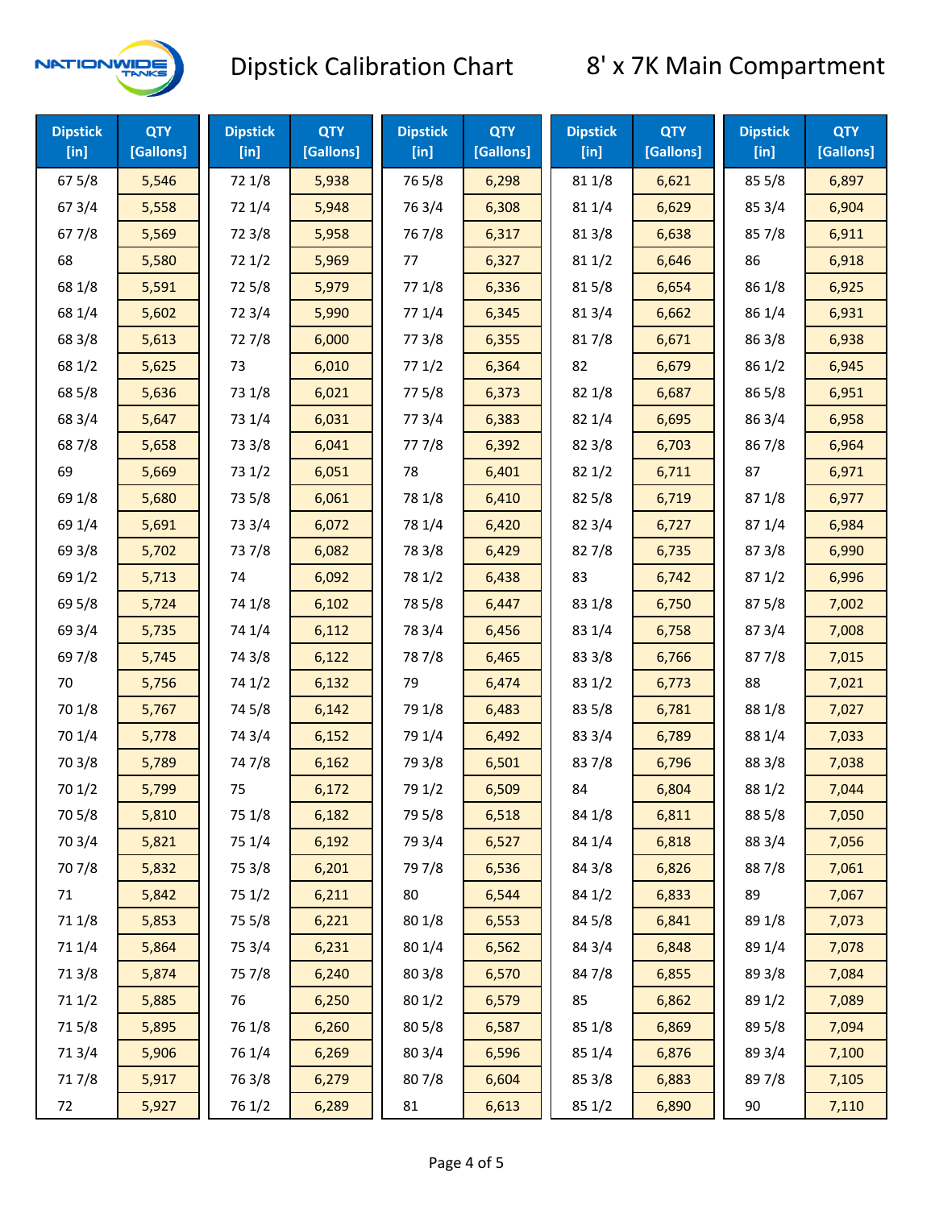# Dipstick Calibration Chart

## 8' x 7K Main Compartment

| Dipstick [in] | QTY [Gallons] | Dipstick [in] | QTY [Gallons] | Dipstick [in] | QTY [Gallons] | Dipstick [in] | QTY [Gallons] | Dipstick [in] | QTY [Gallons] |
|---|---|---|---|---|---|---|---|---|---|
| 67 5/8 | 5,546 | 72 1/8 | 5,938 | 76 5/8 | 6,298 | 81 1/8 | 6,621 | 85 5/8 | 6,897 |
| 67 3/4 | 5,558 | 72 1/4 | 5,948 | 76 3/4 | 6,308 | 81 1/4 | 6,629 | 85 3/4 | 6,904 |
| 67 7/8 | 5,569 | 72 3/8 | 5,958 | 76 7/8 | 6,317 | 81 3/8 | 6,638 | 85 7/8 | 6,911 |
| 68 | 5,580 | 72 1/2 | 5,969 | 77 | 6,327 | 81 1/2 | 6,646 | 86 | 6,918 |
| 68 1/8 | 5,591 | 72 5/8 | 5,979 | 77 1/8 | 6,336 | 81 5/8 | 6,654 | 86 1/8 | 6,925 |
| 68 1/4 | 5,602 | 72 3/4 | 5,990 | 77 1/4 | 6,345 | 81 3/4 | 6,662 | 86 1/4 | 6,931 |
| 68 3/8 | 5,613 | 72 7/8 | 6,000 | 77 3/8 | 6,355 | 81 7/8 | 6,671 | 86 3/8 | 6,938 |
| 68 1/2 | 5,625 | 73 | 6,010 | 77 1/2 | 6,364 | 82 | 6,679 | 86 1/2 | 6,945 |
| 68 5/8 | 5,636 | 73 1/8 | 6,021 | 77 5/8 | 6,373 | 82 1/8 | 6,687 | 86 5/8 | 6,951 |
| 68 3/4 | 5,647 | 73 1/4 | 6,031 | 77 3/4 | 6,383 | 82 1/4 | 6,695 | 86 3/4 | 6,958 |
| 68 7/8 | 5,658 | 73 3/8 | 6,041 | 77 7/8 | 6,392 | 82 3/8 | 6,703 | 86 7/8 | 6,964 |
| 69 | 5,669 | 73 1/2 | 6,051 | 78 | 6,401 | 82 1/2 | 6,711 | 87 | 6,971 |
| 69 1/8 | 5,680 | 73 5/8 | 6,061 | 78 1/8 | 6,410 | 82 5/8 | 6,719 | 87 1/8 | 6,977 |
| 69 1/4 | 5,691 | 73 3/4 | 6,072 | 78 1/4 | 6,420 | 82 3/4 | 6,727 | 87 1/4 | 6,984 |
| 69 3/8 | 5,702 | 73 7/8 | 6,082 | 78 3/8 | 6,429 | 82 7/8 | 6,735 | 87 3/8 | 6,990 |
| 69 1/2 | 5,713 | 74 | 6,092 | 78 1/2 | 6,438 | 83 | 6,742 | 87 1/2 | 6,996 |
| 69 5/8 | 5,724 | 74 1/8 | 6,102 | 78 5/8 | 6,447 | 83 1/8 | 6,750 | 87 5/8 | 7,002 |
| 69 3/4 | 5,735 | 74 1/4 | 6,112 | 78 3/4 | 6,456 | 83 1/4 | 6,758 | 87 3/4 | 7,008 |
| 69 7/8 | 5,745 | 74 3/8 | 6,122 | 78 7/8 | 6,465 | 83 3/8 | 6,766 | 87 7/8 | 7,015 |
| 70 | 5,756 | 74 1/2 | 6,132 | 79 | 6,474 | 83 1/2 | 6,773 | 88 | 7,021 |
| 70 1/8 | 5,767 | 74 5/8 | 6,142 | 79 1/8 | 6,483 | 83 5/8 | 6,781 | 88 1/8 | 7,027 |
| 70 1/4 | 5,778 | 74 3/4 | 6,152 | 79 1/4 | 6,492 | 83 3/4 | 6,789 | 88 1/4 | 7,033 |
| 70 3/8 | 5,789 | 74 7/8 | 6,162 | 79 3/8 | 6,501 | 83 7/8 | 6,796 | 88 3/8 | 7,038 |
| 70 1/2 | 5,799 | 75 | 6,172 | 79 1/2 | 6,509 | 84 | 6,804 | 88 1/2 | 7,044 |
| 70 5/8 | 5,810 | 75 1/8 | 6,182 | 79 5/8 | 6,518 | 84 1/8 | 6,811 | 88 5/8 | 7,050 |
| 70 3/4 | 5,821 | 75 1/4 | 6,192 | 79 3/4 | 6,527 | 84 1/4 | 6,818 | 88 3/4 | 7,056 |
| 70 7/8 | 5,832 | 75 3/8 | 6,201 | 79 7/8 | 6,536 | 84 3/8 | 6,826 | 88 7/8 | 7,061 |
| 71 | 5,842 | 75 1/2 | 6,211 | 80 | 6,544 | 84 1/2 | 6,833 | 89 | 7,067 |
| 71 1/8 | 5,853 | 75 5/8 | 6,221 | 80 1/8 | 6,553 | 84 5/8 | 6,841 | 89 1/8 | 7,073 |
| 71 1/4 | 5,864 | 75 3/4 | 6,231 | 80 1/4 | 6,562 | 84 3/4 | 6,848 | 89 1/4 | 7,078 |
| 71 3/8 | 5,874 | 75 7/8 | 6,240 | 80 3/8 | 6,570 | 84 7/8 | 6,855 | 89 3/8 | 7,084 |
| 71 1/2 | 5,885 | 76 | 6,250 | 80 1/2 | 6,579 | 85 | 6,862 | 89 1/2 | 7,089 |
| 71 5/8 | 5,895 | 76 1/8 | 6,260 | 80 5/8 | 6,587 | 85 1/8 | 6,869 | 89 5/8 | 7,094 |
| 71 3/4 | 5,906 | 76 1/4 | 6,269 | 80 3/4 | 6,596 | 85 1/4 | 6,876 | 89 3/4 | 7,100 |
| 71 7/8 | 5,917 | 76 3/8 | 6,279 | 80 7/8 | 6,604 | 85 3/8 | 6,883 | 89 7/8 | 7,105 |
| 72 | 5,927 | 76 1/2 | 6,289 | 81 | 6,613 | 85 1/2 | 6,890 | 90 | 7,110 |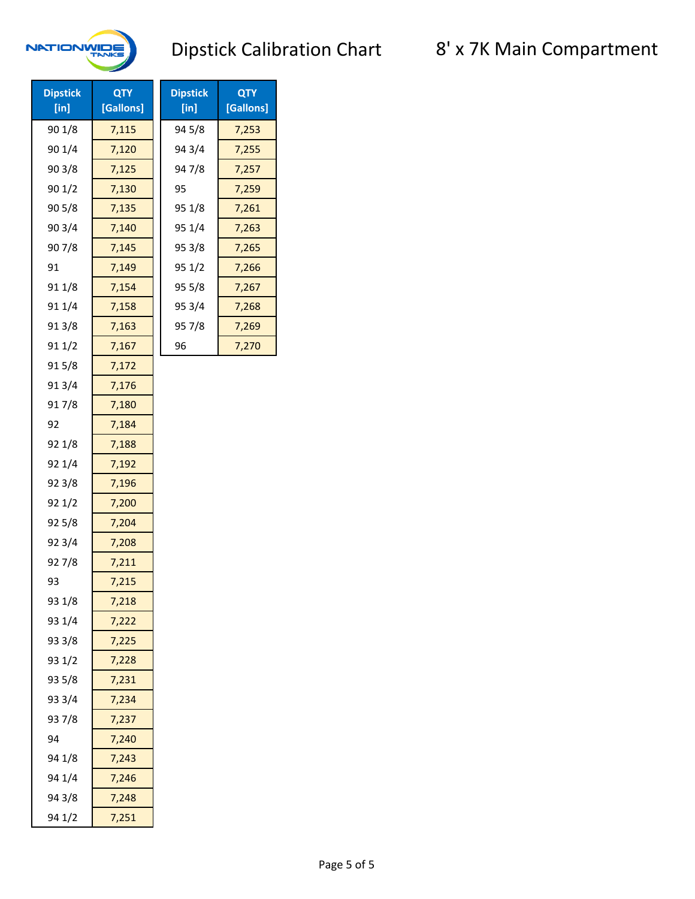# Dipstick Calibration Chart

## 8' x 7K Main Compartment

| Dipstick [in] | QTY [Gallons] |
|---|---|
| 90 1/8 | 7,115 |
| 90 1/4 | 7,120 |
| 90 3/8 | 7,125 |
| 90 1/2 | 7,130 |
| 90 5/8 | 7,135 |
| 90 3/4 | 7,140 |
| 90 7/8 | 7,145 |
| 91 | 7,149 |
| 91 1/8 | 7,154 |
| 91 1/4 | 7,158 |
| 91 3/8 | 7,163 |
| 91 1/2 | 7,167 |
| 91 5/8 | 7,172 |
| 91 3/4 | 7,176 |
| 91 7/8 | 7,180 |
| 92 | 7,184 |
| 92 1/8 | 7,188 |
| 92 1/4 | 7,192 |
| 92 3/8 | 7,196 |
| 92 1/2 | 7,200 |
| 92 5/8 | 7,204 |
| 92 3/4 | 7,208 |
| 92 7/8 | 7,211 |
| 93 | 7,215 |
| 93 1/8 | 7,218 |
| 93 1/4 | 7,222 |
| 93 3/8 | 7,225 |
| 93 1/2 | 7,228 |
| 93 5/8 | 7,231 |
| 93 3/4 | 7,234 |
| 93 7/8 | 7,237 |
| 94 | 7,240 |
| 94 1/8 | 7,243 |
| 94 1/4 | 7,246 |
| 94 3/8 | 7,248 |
| 94 1/2 | 7,251 |
| 94 5/8 | 7,253 |
| 94 3/4 | 7,255 |
| 94 7/8 | 7,257 |
| 95 | 7,259 |
| 95 1/8 | 7,261 |
| 95 1/4 | 7,263 |
| 95 3/8 | 7,265 |
| 95 1/2 | 7,266 |
| 95 5/8 | 7,267 |
| 95 3/4 | 7,268 |
| 95 7/8 | 7,269 |
| 96 | 7,270 |